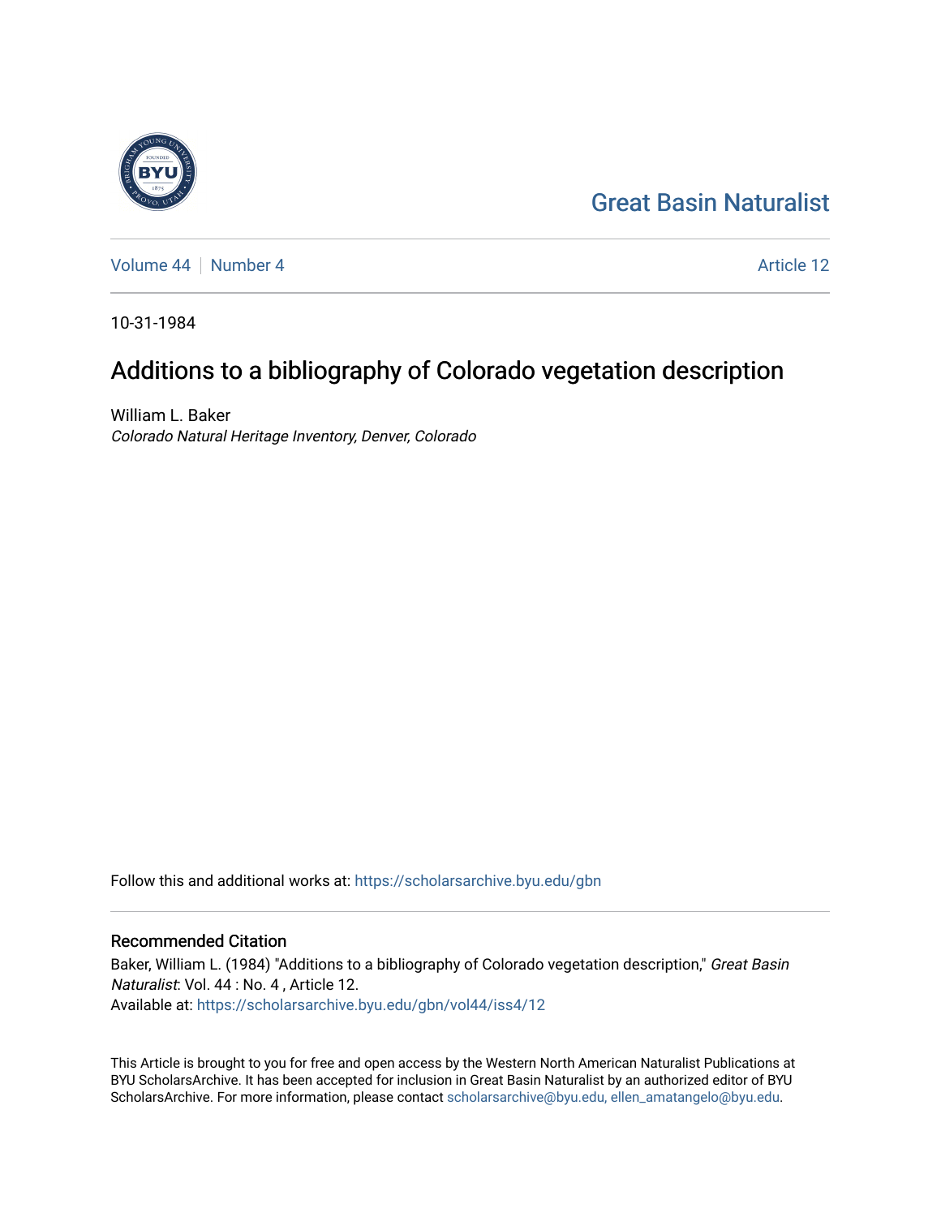# Great Basin Naturalist

Volume 44 | Number 4 | Article 12

10-31-1984

## Additions to a bibliography of Colorado vegetation description

William L. Baker
*Colorado Natural Heritage Inventory, Denver, Colorado*

Follow this and additional works at: https://scholarsarchive.byu.edu/gbn

### Recommended Citation

Baker, William L. (1984) "Additions to a bibliography of Colorado vegetation description," *Great Basin Naturalist*: Vol. 44 : No. 4 , Article 12.
Available at: https://scholarsarchive.byu.edu/gbn/vol44/iss4/12

This Article is brought to you for free and open access by the Western North American Naturalist Publications at BYU ScholarsArchive. It has been accepted for inclusion in Great Basin Naturalist by an authorized editor of BYU ScholarsArchive. For more information, please contact scholarsarchive@byu.edu, ellen_amatangelo@byu.edu.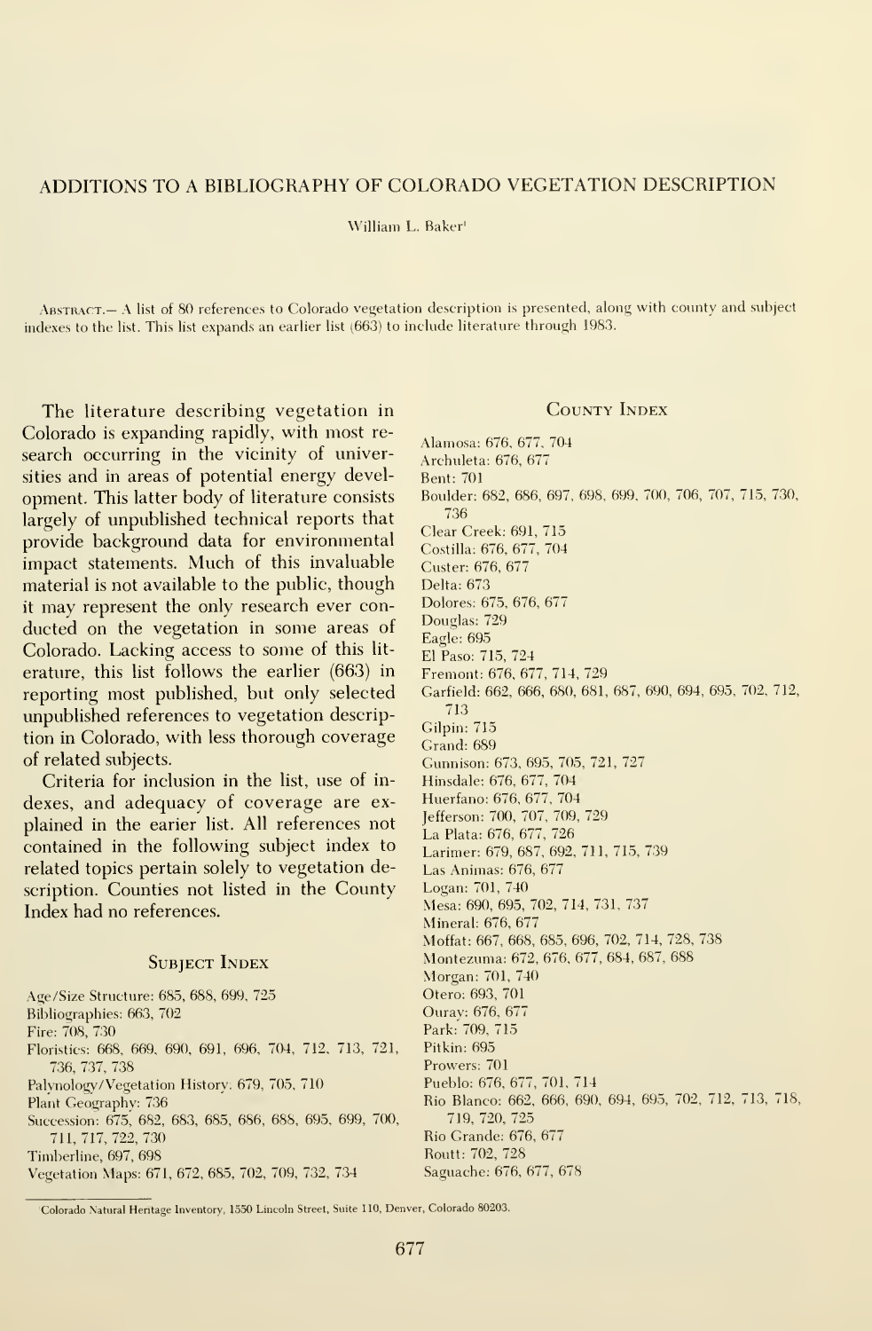# ADDITIONS TO A BIBLIOGRAPHY OF COLORADO VEGETATION DESCRIPTION

William L. Baker[1]

Abstract.— A list of 80 references to Colorado vegetation description is presented, along with county and subject indexes to the list. This list expands an earlier list (663) to include literature through 1983.

The literature describing vegetation in Colorado is expanding rapidly, with most research occurring in the vicinity of universities and in areas of potential energy development. This latter body of literature consists largely of unpublished technical reports that provide background data for environmental impact statements. Much of this invaluable material is not available to the public, though it may represent the only research ever conducted on the vegetation in some areas of Colorado. Lacking access to some of this literature, this list follows the earlier (663) in reporting most published, but only selected unpublished references to vegetation description in Colorado, with less thorough coverage of related subjects.

Criteria for inclusion in the list, use of indexes, and adequacy of coverage are explained in the earier list. All references not contained in the following subject index to related topics pertain solely to vegetation description. Counties not listed in the County Index had no references.

## Subject Index

Age/Size Structure: 685, 688, 699, 725
Bibliographies: 663, 702
Fire: 708, 730
Floristics: 668, 669, 690, 691, 696, 704, 712, 713, 721, 736, 737, 738
Palynology/Vegetation History: 679, 705, 710
Plant Geography: 736
Succession: 675, 682, 683, 685, 686, 688, 695, 699, 700, 711, 717, 722, 730
Timberline, 697, 698
Vegetation Maps: 671, 672, 685, 702, 709, 732, 734

## County Index

Alamosa: 676, 677, 704
Archuleta: 676, 677
Bent: 701
Boulder: 682, 686, 697, 698, 699, 700, 706, 707, 715, 730, 736
Clear Creek: 691, 715
Costilla: 676, 677, 704
Custer: 676, 677
Delta: 673
Dolores: 675, 676, 677
Douglas: 729
Eagle: 695
El Paso: 715, 724
Fremont: 676, 677, 714, 729
Garfield: 662, 666, 680, 681, 687, 690, 694, 695, 702, 712, 713
Gilpin: 715
Grand: 689
Gunnison: 673, 695, 705, 721, 727
Hinsdale: 676, 677, 704
Huerfano: 676, 677, 704
Jefferson: 700, 707, 709, 729
La Plata: 676, 677, 726
Larimer: 679, 687, 692, 711, 715, 739
Las Animas: 676, 677
Logan: 701, 740
Mesa: 690, 695, 702, 714, 731, 737
Mineral: 676, 677
Moffat: 667, 668, 685, 696, 702, 714, 728, 738
Montezuma: 672, 676, 677, 684, 687, 688
Morgan: 701, 740
Otero: 693, 701
Ouray: 676, 677
Park: 709, 715
Pitkin: 695
Prowers: 701
Pueblo: 676, 677, 701, 714
Rio Blanco: 662, 666, 690, 694, 695, 702, 712, 713, 718, 719, 720, 725
Rio Grande: 676, 677
Routt: 702, 728
Saguache: 676, 677, 678

[1]Colorado Natural Heritage Inventory, 1550 Lincoln Street, Suite 110, Denver, Colorado 80203.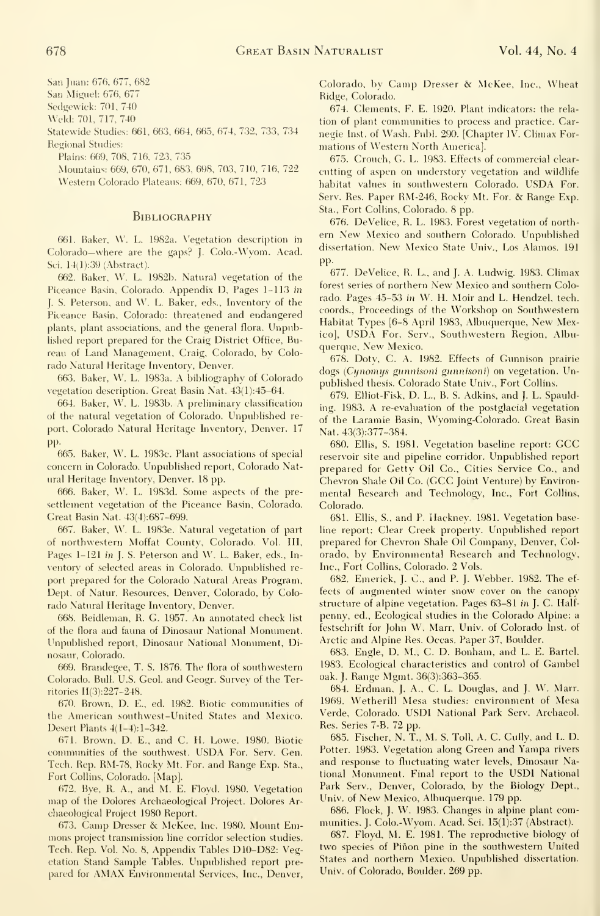San Juan: 676, 677, 682
San Miguel: 676, 677
Sedgewick: 701, 740
Weld: 701, 717, 740
Statewide Studies: 661, 663, 664, 665, 674, 732, 733, 734
Regional Studies:
  Plains: 669, 708, 716, 723, 735
  Mountains: 669, 670, 671, 683, 698, 703, 710, 716, 722
  Western Colorado Plateaus: 669, 670, 671, 723

## Bibliography

661. Baker, W. L. 1982a. Vegetation description in Colorado—where are the gaps? J. Colo.-Wyom. Acad. Sci. 14(1):39 (Abstract).

662. Baker, W. L. 1982b. Natural vegetation of the Piceance Basin, Colorado. Appendix D, Pages 1–113 *in* J. S. Peterson, and W. L. Baker, eds., Inventory of the Piceance Basin, Colorado: threatened and endangered plants, plant associations, and the general flora. Unpublished report prepared for the Craig District Office, Bureau of Land Management, Craig, Colorado, by Colorado Natural Heritage Inventory, Denver.

663. Baker, W. L. 1983a. A bibliography of Colorado vegetation description. Great Basin Nat. 43(1):45–64.

664. Baker, W. L. 1983b. A preliminary classification of the natural vegetation of Colorado. Unpublished report, Colorado Natural Heritage Inventory, Denver. 17 pp.

665. Baker, W. L. 1983c. Plant associations of special concern in Colorado. Unpublished report, Colorado Natural Heritage Inventory, Denver. 18 pp.

666. Baker, W. L. 1983d. Some aspects of the presettlement vegetation of the Piceance Basin, Colorado. Great Basin Nat. 43(4):687–699.

667. Baker, W. L. 1983e. Natural vegetation of part of northwestern Moffat County, Colorado. Vol. III, Pages 1–121 *in* J. S. Peterson and W. L. Baker, eds., Inventory of selected areas in Colorado. Unpublished report prepared for the Colorado Natural Areas Program, Dept. of Natur. Resources, Denver, Colorado, by Colorado Natural Heritage Inventory, Denver.

668. Beidleman, R. G. 1957. An annotated check list of the flora and fauna of Dinosaur National Monument. Unpublished report, Dinosaur National Monument, Dinosaur, Colorado.

669. Brandegee, T. S. 1876. The flora of southwestern Colorado. Bull. U.S. Geol. and Geogr. Survey of the Territories II(3):227–248.

670. Brown, D. E., ed. 1982. Biotic communities of the American southwest–United States and Mexico. Desert Plants 4(1–4):1–342.

671. Brown, D. E., and C. H. Lowe. 1980. Biotic communities of the southwest. USDA For. Serv. Gen. Tech. Rep. RM-78, Rocky Mt. For. and Range Exp. Sta., Fort Collins, Colorado. [Map].

672. Bye, R. A., and M. E. Floyd. 1980. Vegetation map of the Dolores Archaeological Project. Dolores Archaeological Project 1980 Report.

673. Camp Dresser & McKee, Inc. 1980. Mount Emmons project transmission line corridor selection studies. Tech. Rep. Vol. No. 8, Appendix Tables D10–D82: Vegetation Stand Sample Tables. Unpublished report prepared for AMAX Environmental Services, Inc., Denver, Colorado, by Camp Dresser & McKee, Inc., Wheat Ridge, Colorado.

674. Clements, F. E. 1920. Plant indicators: the relation of plant communities to process and practice. Carnegie Inst. of Wash. Publ. 290. [Chapter IV. Climax Formations of Western North America].

675. Crouch, G. L. 1983. Effects of commercial clearcutting of aspen on understory vegetation and wildlife habitat values in southwestern Colorado. USDA For. Serv. Res. Paper RM-246, Rocky Mt. For. & Range Exp. Sta., Fort Collins, Colorado. 8 pp.

676. DeVelice, R. L. 1983. Forest vegetation of northern New Mexico and southern Colorado. Unpublished dissertation. New Mexico State Univ., Los Alamos. 191 pp.

677. DeVelice, R. L., and J. A. Ludwig. 1983. Climax forest series of northern New Mexico and southern Colorado. Pages 45–53 *in* W. H. Moir and L. Hendzel, tech. coords., Proceedings of the Workshop on Southwestern Habitat Types [6–8 April 1983, Albuquerque, New Mexico], USDA For. Serv., Southwestern Region, Albuquerque, New Mexico.

678. Doty, C. A. 1982. Effects of Gunnison prairie dogs (*Cynomys gunnisoni gunnisoni*) on vegetation. Unpublished thesis. Colorado State Univ., Fort Collins.

679. Elliot-Fisk, D. L., B. S. Adkins, and J. L. Spaulding. 1983. A re-evaluation of the postglacial vegetation of the Laramie Basin, Wyoming-Colorado. Great Basin Nat. 43(3):377–384.

680. Ellis, S. 1981. Vegetation baseline report: GCC reservoir site and pipeline corridor. Unpublished report prepared for Getty Oil Co., Cities Service Co., and Chevron Shale Oil Co. (GCC Joint Venture) by Environmental Research and Technology, Inc., Fort Collins, Colorado.

681. Ellis, S., and P. Hackney. 1981. Vegetation baseline report: Clear Creek property. Unpublished report prepared for Chevron Shale Oil Company, Denver, Colorado, by Environmental Research and Technology, Inc., Fort Collins, Colorado. 2 Vols.

682. Emerick, J. C., and P. J. Webber. 1982. The effects of augmented winter snow cover on the canopy structure of alpine vegetation. Pages 63–81 *in* J. C. Halfpenny, ed., Ecological studies in the Colorado Alpine: a festschrift for John W. Marr, Univ. of Colorado Inst. of Arctic and Alpine Res. Occas. Paper 37, Boulder.

683. Engle, D. M., C. D. Bonham, and L. E. Bartel. 1983. Ecological characteristics and control of Gambel oak. J. Range Mgmt. 36(3):363–365.

684. Erdman, J. A., C. L. Douglas, and J. W. Marr. 1969. Wetherill Mesa studies: environment of Mesa Verde, Colorado. USDI National Park Serv. Archaeol. Res. Series 7-B. 72 pp.

685. Fischer, N. T., M. S. Toll, A. C. Cully, and L. D. Potter. 1983. Vegetation along Green and Yampa rivers and response to fluctuating water levels, Dinosaur National Monument. Final report to the USDI National Park Serv., Denver, Colorado, by the Biology Dept., Univ. of New Mexico, Albuquerque. 179 pp.

686. Flock, J. W. 1983. Changes in alpine plant communities. J. Colo.-Wyom. Acad. Sci. 15(1):37 (Abstract).

687. Floyd, M. E. 1981. The reproductive biology of two species of Piñon pine in the southwestern United States and northern Mexico. Unpublished dissertation. Univ. of Colorado, Boulder. 269 pp.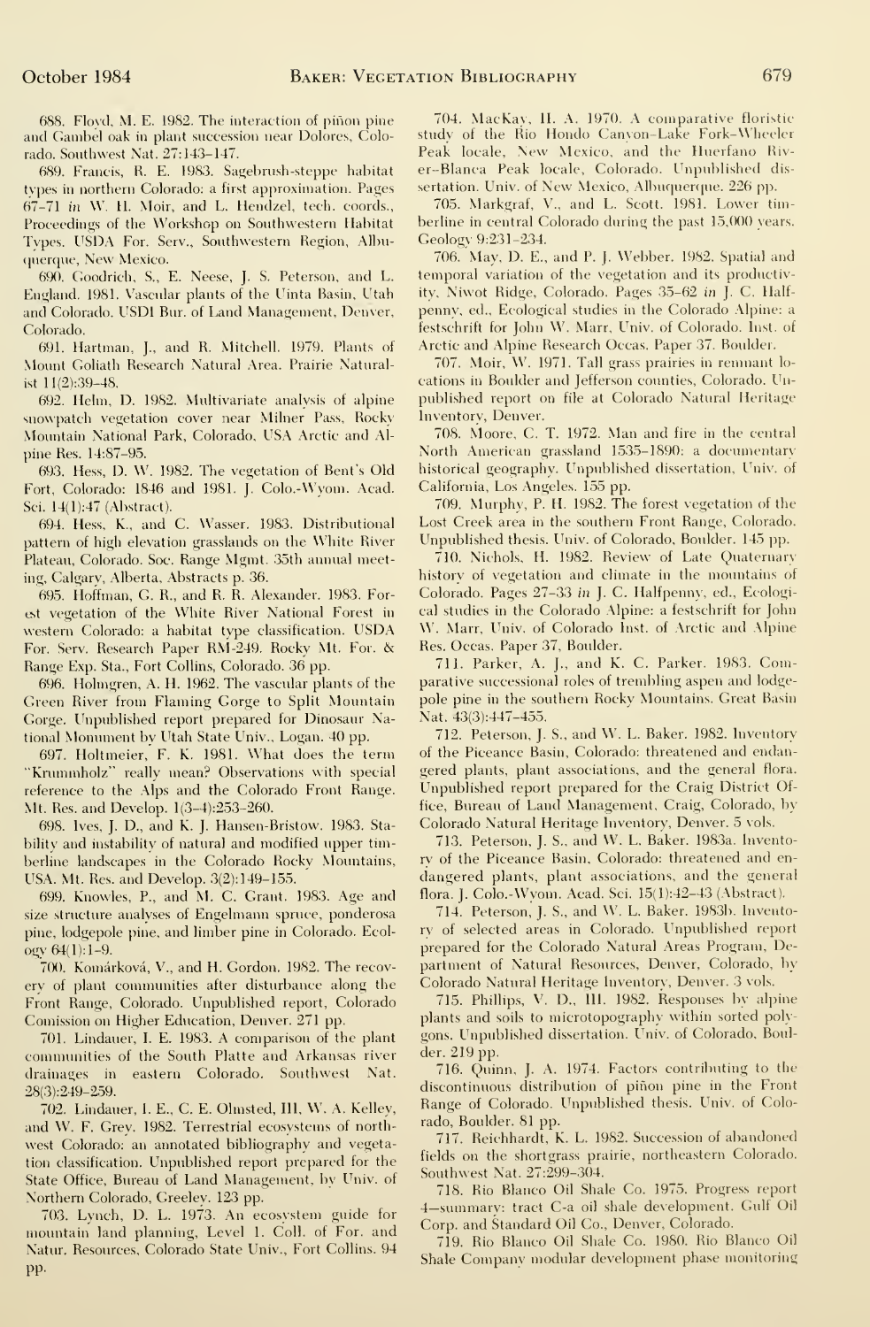688. Floyd, M. E. 1982. The interaction of piñon pine and Gambel oak in plant succession near Dolores, Colorado. Southwest Nat. 27:143–147.

689. Francis, R. E. 1983. Sagebrush-steppe habitat types in northern Colorado: a first approximation. Pages 67–71 *in* W. H. Moir, and L. Hendzel, tech. coords., Proceedings of the Workshop on Southwestern Habitat Types. USDA For. Serv., Southwestern Region, Albuquerque, New Mexico.

690. Goodrich, S., E. Neese, J. S. Peterson, and L. England. 1981. Vascular plants of the Uinta Basin, Utah and Colorado. USDI Bur. of Land Management, Denver, Colorado.

691. Hartman, J., and R. Mitchell. 1979. Plants of Mount Goliath Research Natural Area. Prairie Naturalist 11(2):39–48.

692. Helm, D. 1982. Multivariate analysis of alpine snowpatch vegetation cover near Milner Pass, Rocky Mountain National Park, Colorado, USA Arctic and Alpine Res. 14:87–95.

693. Hess, D. W. 1982. The vegetation of Bent's Old Fort, Colorado: 1846 and 1981. J. Colo.-Wyom. Acad. Sci. 14(1):47 (Abstract).

694. Hess, K., and C. Wasser. 1983. Distributional pattern of high elevation grasslands on the White River Plateau, Colorado. Soc. Range Mgmt. 35th annual meeting, Calgary, Alberta, Abstracts p. 36.

695. Hoffman, G. R., and R. R. Alexander. 1983. Forest vegetation of the White River National Forest in western Colorado: a habitat type classification. USDA For. Serv. Research Paper RM-249. Rocky Mt. For. & Range Exp. Sta., Fort Collins, Colorado. 36 pp.

696. Holmgren, A. H. 1962. The vascular plants of the Green River from Flaming Gorge to Split Mountain Gorge. Unpublished report prepared for Dinosaur National Monument by Utah State Univ., Logan. 40 pp.

697. Holtmeier, F. K. 1981. What does the term "Krummholz" really mean? Observations with special reference to the Alps and the Colorado Front Range. Mt. Res. and Develop. 1(3–4):253–260.

698. Ives, J. D., and K. J. Hansen-Bristow. 1983. Stability and instability of natural and modified upper timberline landscapes in the Colorado Rocky Mountains, USA. Mt. Res. and Develop. 3(2):149–155.

699. Knowles, P., and M. C. Grant. 1983. Age and size structure analyses of Engelmann spruce, ponderosa pine, lodgepole pine, and limber pine in Colorado. Ecology 64(1):1–9.

700. Komárková, V., and H. Gordon. 1982. The recovery of plant communities after disturbance along the Front Range, Colorado. Unpublished report, Colorado Comission on Higher Education, Denver. 271 pp.

701. Lindauer, I. E. 1983. A comparison of the plant communities of the South Platte and Arkansas river drainages in eastern Colorado. Southwest Nat. 28(3):249–259.

702. Lindauer, I. E., C. E. Olmsted, III, W. A. Kelley, and W. F. Grey. 1982. Terrestrial ecosystems of northwest Colorado: an annotated bibliography and vegetation classification. Unpublished report prepared for the State Office, Bureau of Land Management, by Univ. of Northern Colorado, Greeley. 123 pp.

703. Lynch, D. L. 1973. An ecosystem guide for mountain land planning, Level 1. Coll. of For. and Natur. Resources, Colorado State Univ., Fort Collins. 94 pp.

704. MacKay, H. A. 1970. A comparative floristic study of the Rio Hondo Canyon-Lake Fork-Wheeler Peak locale, New Mexico, and the Huerfano River-Blanca Peak locale, Colorado. Unpublished dissertation. Univ. of New Mexico, Albuquerque. 226 pp.

705. Markgraf, V., and L. Scott. 1981. Lower timberline in central Colorado during the past 15,000 years. Geology 9:231–234.

706. May, D. E., and P. J. Webber. 1982. Spatial and temporal variation of the vegetation and its productivity, Niwot Ridge, Colorado. Pages 35–62 *in* J. C. Halfpenny, ed., Ecological studies in the Colorado Alpine: a festschrift for John W. Marr, Univ. of Colorado. Inst. of Arctic and Alpine Research Occas. Paper 37. Boulder.

707. Moir, W. 1971. Tall grass prairies in remnant locations in Boulder and Jefferson counties, Colorado. Unpublished report on file at Colorado Natural Heritage Inventory, Denver.

708. Moore, C. T. 1972. Man and fire in the central North American grassland 1535–1890: a documentary historical geography. Unpublished dissertation, Univ. of California, Los Angeles. 155 pp.

709. Murphy, P. H. 1982. The forest vegetation of the Lost Creek area in the southern Front Range, Colorado. Unpublished thesis. Univ. of Colorado, Boulder. 145 pp.

710. Nichols, H. 1982. Review of Late Quaternary history of vegetation and climate in the mountains of Colorado. Pages 27–33 *in* J. C. Halfpenny, ed., Ecological studies in the Colorado Alpine: a festschrift for John W. Marr, Univ. of Colorado Inst. of Arctic and Alpine Res. Occas. Paper 37, Boulder.

711. Parker, A. J., and K. C. Parker. 1983. Comparative successional roles of trembling aspen and lodgepole pine in the southern Rocky Mountains. Great Basin Nat. 43(3):447–455.

712. Peterson, J. S., and W. L. Baker. 1982. Inventory of the Piceance Basin, Colorado: threatened and endangered plants, plant associations, and the general flora. Unpublished report prepared for the Craig District Office, Bureau of Land Management, Craig, Colorado, by Colorado Natural Heritage Inventory, Denver. 5 vols.

713. Peterson, J. S., and W. L. Baker. 1983a. Inventory of the Piceance Basin, Colorado: threatened and endangered plants, plant associations, and the general flora. J. Colo.-Wyom. Acad. Sci. 15(1):42–43 (Abstract).

714. Peterson, J. S., and W. L. Baker. 1983b. Inventory of selected areas in Colorado. Unpublished report prepared for the Colorado Natural Areas Program, Department of Natural Resources, Denver, Colorado, by Colorado Natural Heritage Inventory, Denver. 3 vols.

715. Phillips, V. D., III. 1982. Responses by alpine plants and soils to microtopography within sorted polygons. Unpublished dissertation. Univ. of Colorado, Boulder. 219 pp.

716. Quinn, J. A. 1974. Factors contributing to the discontinuous distribution of piñon pine in the Front Range of Colorado. Unpublished thesis. Univ. of Colorado, Boulder. 81 pp.

717. Reichhardt, K. L. 1982. Succession of abandoned fields on the shortgrass prairie, northeastern Colorado. Southwest Nat. 27:299–304.

718. Rio Blanco Oil Shale Co. 1975. Progress report 4—summary: tract C-a oil shale development. Gulf Oil Corp. and Standard Oil Co., Denver, Colorado.

719. Rio Blanco Oil Shale Co. 1980. Rio Blanco Oil Shale Company modular development phase monitoring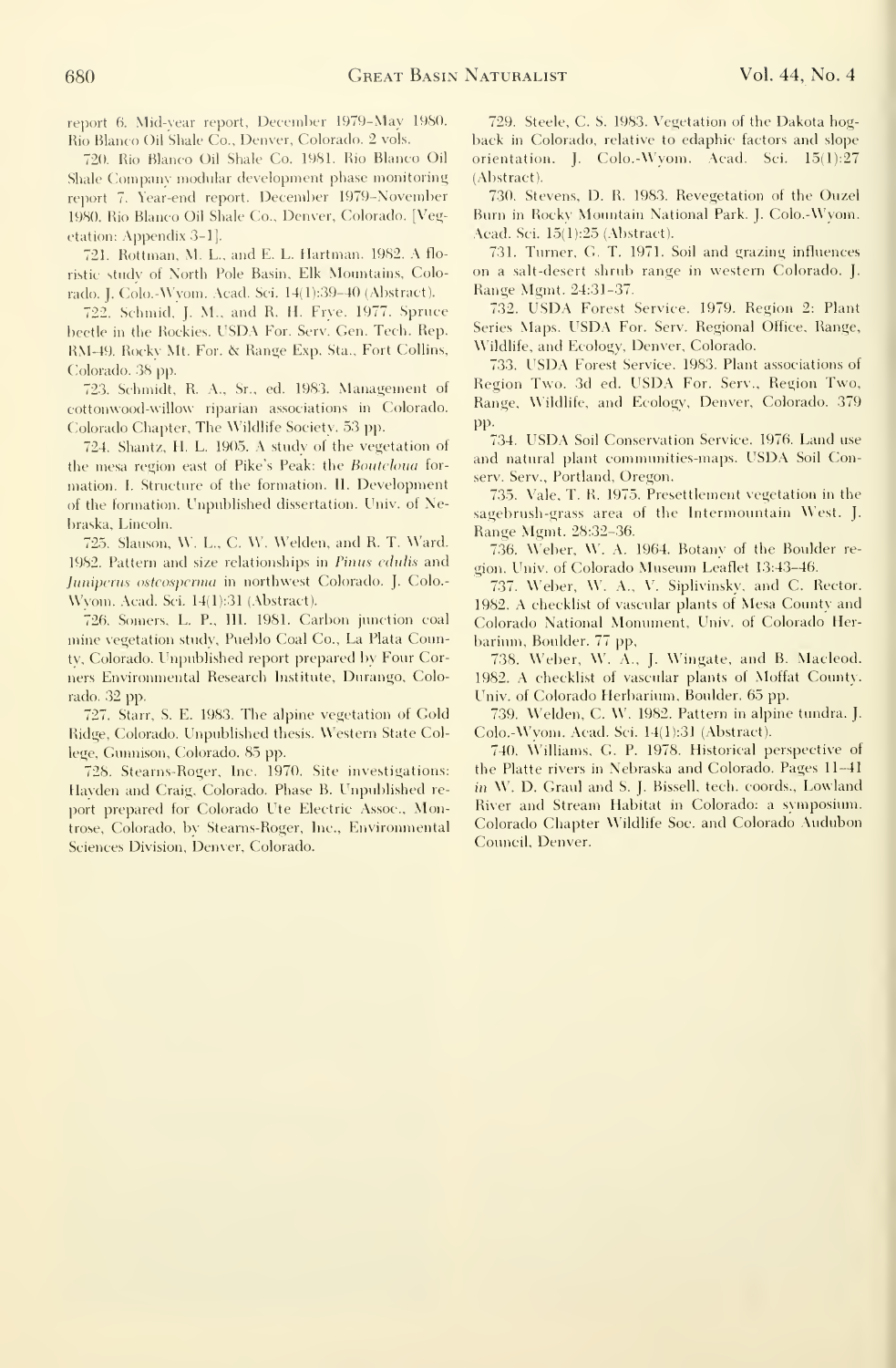report 6. Mid-year report, December 1979-May 1980. Rio Blanco Oil Shale Co., Denver, Colorado. 2 vols.

720. Rio Blanco Oil Shale Co. 1981. Rio Blanco Oil Shale Company modular development phase monitoring report 7. Year-end report. December 1979-November 1980. Rio Blanco Oil Shale Co., Denver, Colorado. [Vegetation: Appendix 3-1].

721. Rottman, M. L., and E. L. Hartman. 1982. A floristic study of North Pole Basin, Elk Mountains, Colorado. J. Colo.-Wyom. Acad. Sci. 14(1):39-40 (Abstract).

722. Schmid, J. M., and R. H. Frye. 1977. Spruce beetle in the Rockies. USDA For. Serv. Gen. Tech. Rep. RM-49. Rocky Mt. For. & Range Exp. Sta., Fort Collins, Colorado. 38 pp.

723. Schmidt, R. A., Sr., ed. 1983. Management of cottonwood-willow riparian associations in Colorado. Colorado Chapter, The Wildlife Society. 53 pp.

724. Shantz, H. L. 1905. A study of the vegetation of the mesa region east of Pike's Peak: the *Bouteloua* formation. I. Structure of the formation. II. Development of the formation. Unpublished dissertation. Univ. of Nebraska, Lincoln.

725. Slauson, W. L., C. W. Welden, and R. T. Ward. 1982. Pattern and size relationships in *Pinus edulis* and *Juniperus osteosperma* in northwest Colorado. J. Colo.-Wyom. Acad. Sci. 14(1):31 (Abstract).

726. Somers, L. P., III. 1981. Carbon junction coal mine vegetation study, Pueblo Coal Co., La Plata County, Colorado. Unpublished report prepared by Four Corners Environmental Research Institute, Durango, Colorado. 32 pp.

727. Starr, S. E. 1983. The alpine vegetation of Gold Ridge, Colorado. Unpublished thesis. Western State College, Gunnison, Colorado. 85 pp.

728. Stearns-Roger, Inc. 1970. Site investigations: Hayden and Craig, Colorado. Phase B. Unpublished report prepared for Colorado Ute Electric Assoc., Montrose, Colorado, by Stearns-Roger, Inc., Environmental Sciences Division, Denver, Colorado.

729. Steele, C. S. 1983. Vegetation of the Dakota hogback in Colorado, relative to edaphic factors and slope orientation. J. Colo.-Wyom. Acad. Sci. 15(1):27 (Abstract).

730. Stevens, D. R. 1983. Revegetation of the Ouzel Burn in Rocky Mountain National Park. J. Colo.-Wyom. Acad. Sci. 15(1):25 (Abstract).

731. Turner, G. T. 1971. Soil and grazing influences on a salt-desert shrub range in western Colorado. J. Range Mgmt. 24:31-37.

732. USDA Forest Service. 1979. Region 2: Plant Series Maps. USDA For. Serv. Regional Office, Range, Wildlife, and Ecology, Denver, Colorado.

733. USDA Forest Service. 1983. Plant associations of Region Two. 3d ed. USDA For. Serv., Region Two, Range, Wildlife, and Ecology, Denver, Colorado. 379 pp.

734. USDA Soil Conservation Service. 1976. Land use and natural plant communities-maps. USDA Soil Conserv. Serv., Portland, Oregon.

735. Vale, T. R. 1975. Presettlement vegetation in the sagebrush-grass area of the Intermountain West. J. Range Mgmt. 28:32-36.

736. Weber, W. A. 1964. Botany of the Boulder region. Univ. of Colorado Museum Leaflet 13:43-46.

737. Weber, W. A., V. Siplivinsky, and C. Rector. 1982. A checklist of vascular plants of Mesa County and Colorado National Monument. Univ. of Colorado Herbarium, Boulder. 77 pp.

738. Weber, W. A., J. Wingate, and B. Macleod. 1982. A checklist of vascular plants of Moffat County. Univ. of Colorado Herbarium, Boulder. 65 pp.

739. Welden, C. W. 1982. Pattern in alpine tundra. J. Colo.-Wyom. Acad. Sci. 14(1):31 (Abstract).

740. Williams, G. P. 1978. Historical perspective of the Platte rivers in Nebraska and Colorado. Pages 11-41 *in* W. D. Graul and S. J. Bissell, tech. coords., Lowland River and Stream Habitat in Colorado: a symposium. Colorado Chapter Wildlife Soc. and Colorado Audubon Council, Denver.